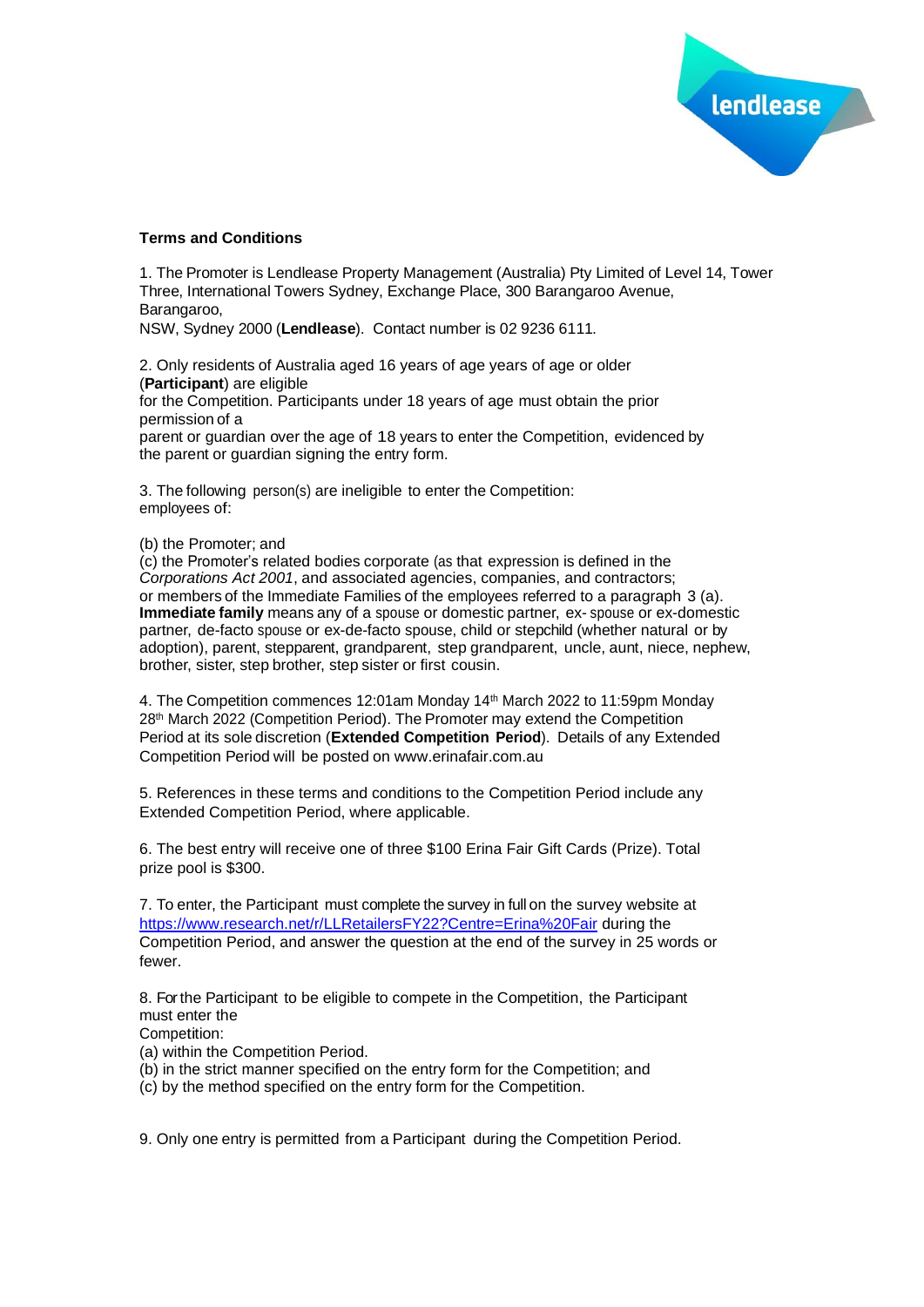**Terms and Conditions**

1. The Promoter is Lendlease Property Management (Australia) Pty Limited of Level 14, Tower Three, International Towers Sydney, Exchange Place, 300 Barangaroo Avenue, Barangaroo, NSW, Sydney 2000 (**Lendlease**). Contact number is 02 9236 6111.

2. Only residents of Australia aged 16 years of age years of age or older (**Participant**) are eligible for the Competition. Participants under 18 years of age must obtain the prior permission of a parent or guardian over the age of 18 years to enter the Competition, evidenced by the parent or guardian signing the entry form.

3. The following person(s) are ineligible to enter the Competition: employees of:

(b) the Promoter; and
(c) the Promoter's related bodies corporate (as that expression is defined in the *Corporations Act 2001*, and associated agencies, companies, and contractors; or members of the Immediate Families of the employees referred to a paragraph 3 (a). **Immediate family** means any of a spouse or domestic partner, ex- spouse or ex-domestic partner, de-facto spouse or ex-de-facto spouse, child or stepchild (whether natural or by adoption), parent, stepparent, grandparent, step grandparent, uncle, aunt, niece, nephew, brother, sister, step brother, step sister or first cousin.

4. The Competition commences 12:01am Monday 14th March 2022 to 11:59pm Monday 28th March 2022 (Competition Period). The Promoter may extend the Competition Period at its sole discretion (**Extended Competition Period**). Details of any Extended Competition Period will be posted on www.erinafair.com.au

5. References in these terms and conditions to the Competition Period include any Extended Competition Period, where applicable.

6. The best entry will receive one of three $100 Erina Fair Gift Cards (Prize). Total prize pool is $300.

7. To enter, the Participant must complete the survey in full on the survey website at https://www.research.net/r/LLRetailersFY22?Centre=Erina%20Fair during the Competition Period, and answer the question at the end of the survey in 25 words or fewer.

8. For the Participant to be eligible to compete in the Competition, the Participant must enter the Competition:
(a) within the Competition Period.
(b) in the strict manner specified on the entry form for the Competition; and
(c) by the method specified on the entry form for the Competition.

9. Only one entry is permitted from a Participant during the Competition Period.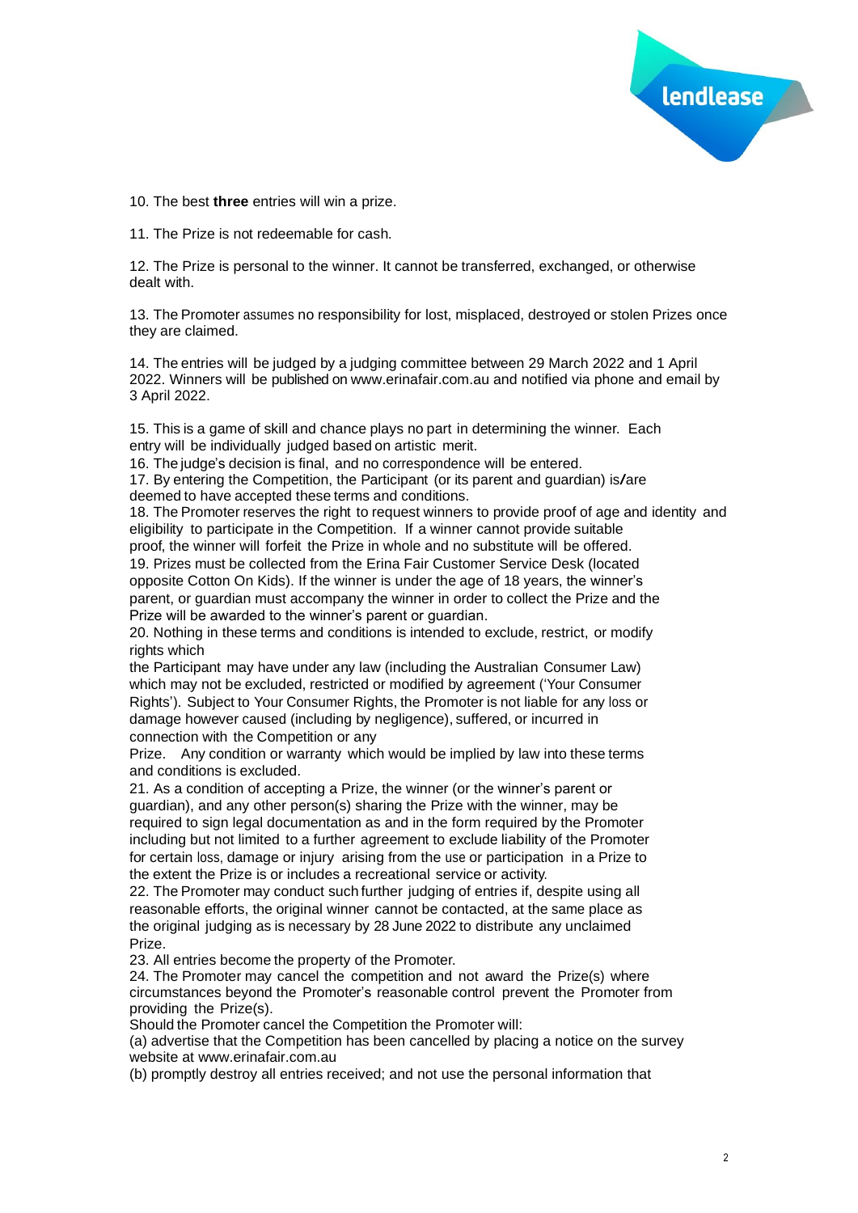10. The best **three** entries will win a prize.

11. The Prize is not redeemable for cash.

12. The Prize is personal to the winner. It cannot be transferred, exchanged, or otherwise dealt with.

13. The Promoter assumes no responsibility for lost, misplaced, destroyed or stolen Prizes once they are claimed.

14. The entries will be judged by a judging committee between 29 March 2022 and 1 April 2022. Winners will be published on www.erinafair.com.au and notified via phone and email by 3 April 2022.

15. This is a game of skill and chance plays no part in determining the winner. Each entry will be individually judged based on artistic merit.

16. The judge's decision is final, and no correspondence will be entered.

17. By entering the Competition, the Participant (or its parent and guardian) is/are deemed to have accepted these terms and conditions.

18. The Promoter reserves the right to request winners to provide proof of age and identity and eligibility to participate in the Competition. If a winner cannot provide suitable proof, the winner will forfeit the Prize in whole and no substitute will be offered.

19. Prizes must be collected from the Erina Fair Customer Service Desk (located opposite Cotton On Kids). If the winner is under the age of 18 years, the winner's parent, or guardian must accompany the winner in order to collect the Prize and the Prize will be awarded to the winner's parent or guardian.

20. Nothing in these terms and conditions is intended to exclude, restrict, or modify rights which the Participant may have under any law (including the Australian Consumer Law) which may not be excluded, restricted or modified by agreement ('Your Consumer Rights'). Subject to Your Consumer Rights, the Promoter is not liable for any loss or damage however caused (including by negligence), suffered, or incurred in connection with the Competition or any Prize. Any condition or warranty which would be implied by law into these terms and conditions is excluded.

21. As a condition of accepting a Prize, the winner (or the winner's parent or guardian), and any other person(s) sharing the Prize with the winner, may be required to sign legal documentation as and in the form required by the Promoter including but not limited to a further agreement to exclude liability of the Promoter for certain loss, damage or injury arising from the use or participation in a Prize to the extent the Prize is or includes a recreational service or activity.

22. The Promoter may conduct such further judging of entries if, despite using all reasonable efforts, the original winner cannot be contacted, at the same place as the original judging as is necessary by 28 June 2022 to distribute any unclaimed Prize.

23. All entries become the property of the Promoter.

24. The Promoter may cancel the competition and not award the Prize(s) where circumstances beyond the Promoter's reasonable control prevent the Promoter from providing the Prize(s).

Should the Promoter cancel the Competition the Promoter will:

(a) advertise that the Competition has been cancelled by placing a notice on the survey website at www.erinafair.com.au

(b) promptly destroy all entries received; and not use the personal information that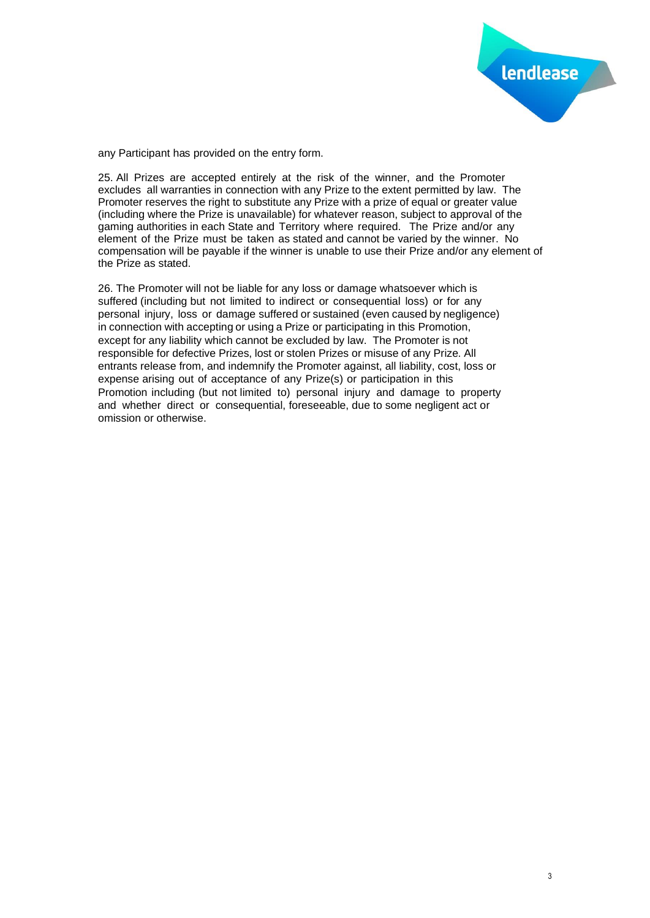any Participant has provided on the entry form.

25. All Prizes are accepted entirely at the risk of the winner, and the Promoter excludes all warranties in connection with any Prize to the extent permitted by law. The Promoter reserves the right to substitute any Prize with a prize of equal or greater value (including where the Prize is unavailable) for whatever reason, subject to approval of the gaming authorities in each State and Territory where required. The Prize and/or any element of the Prize must be taken as stated and cannot be varied by the winner. No compensation will be payable if the winner is unable to use their Prize and/or any element of the Prize as stated.

26. The Promoter will not be liable for any loss or damage whatsoever which is suffered (including but not limited to indirect or consequential loss) or for any personal injury, loss or damage suffered or sustained (even caused by negligence) in connection with accepting or using a Prize or participating in this Promotion, except for any liability which cannot be excluded by law. The Promoter is not responsible for defective Prizes, lost or stolen Prizes or misuse of any Prize. All entrants release from, and indemnify the Promoter against, all liability, cost, loss or expense arising out of acceptance of any Prize(s) or participation in this Promotion including (but not limited to) personal injury and damage to property and whether direct or consequential, foreseeable, due to some negligent act or omission or otherwise.